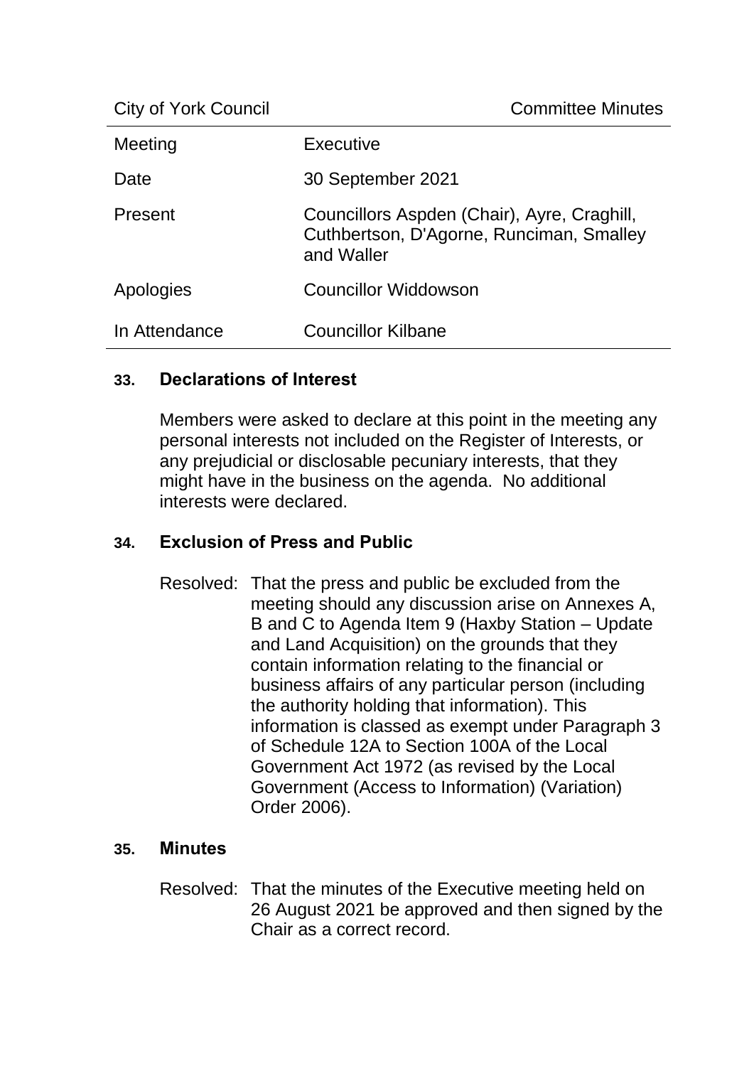| City of York Council | Committee Minutes |
| --- | --- |
| Meeting | Executive |
| Date | 30 September 2021 |
| Present | Councillors Aspden (Chair), Ayre, Craghill, Cuthbertson, D'Agorne, Runciman, Smalley and Waller |
| Apologies | Councillor Widdowson |
| In Attendance | Councillor Kilbane |

## 33. Declarations of Interest

Members were asked to declare at this point in the meeting any personal interests not included on the Register of Interests, or any prejudicial or disclosable pecuniary interests, that they might have in the business on the agenda. No additional interests were declared.

## 34. Exclusion of Press and Public

Resolved: That the press and public be excluded from the meeting should any discussion arise on Annexes A, B and C to Agenda Item 9 (Haxby Station – Update and Land Acquisition) on the grounds that they contain information relating to the financial or business affairs of any particular person (including the authority holding that information). This information is classed as exempt under Paragraph 3 of Schedule 12A to Section 100A of the Local Government Act 1972 (as revised by the Local Government (Access to Information) (Variation) Order 2006).

## 35. Minutes

Resolved: That the minutes of the Executive meeting held on 26 August 2021 be approved and then signed by the Chair as a correct record.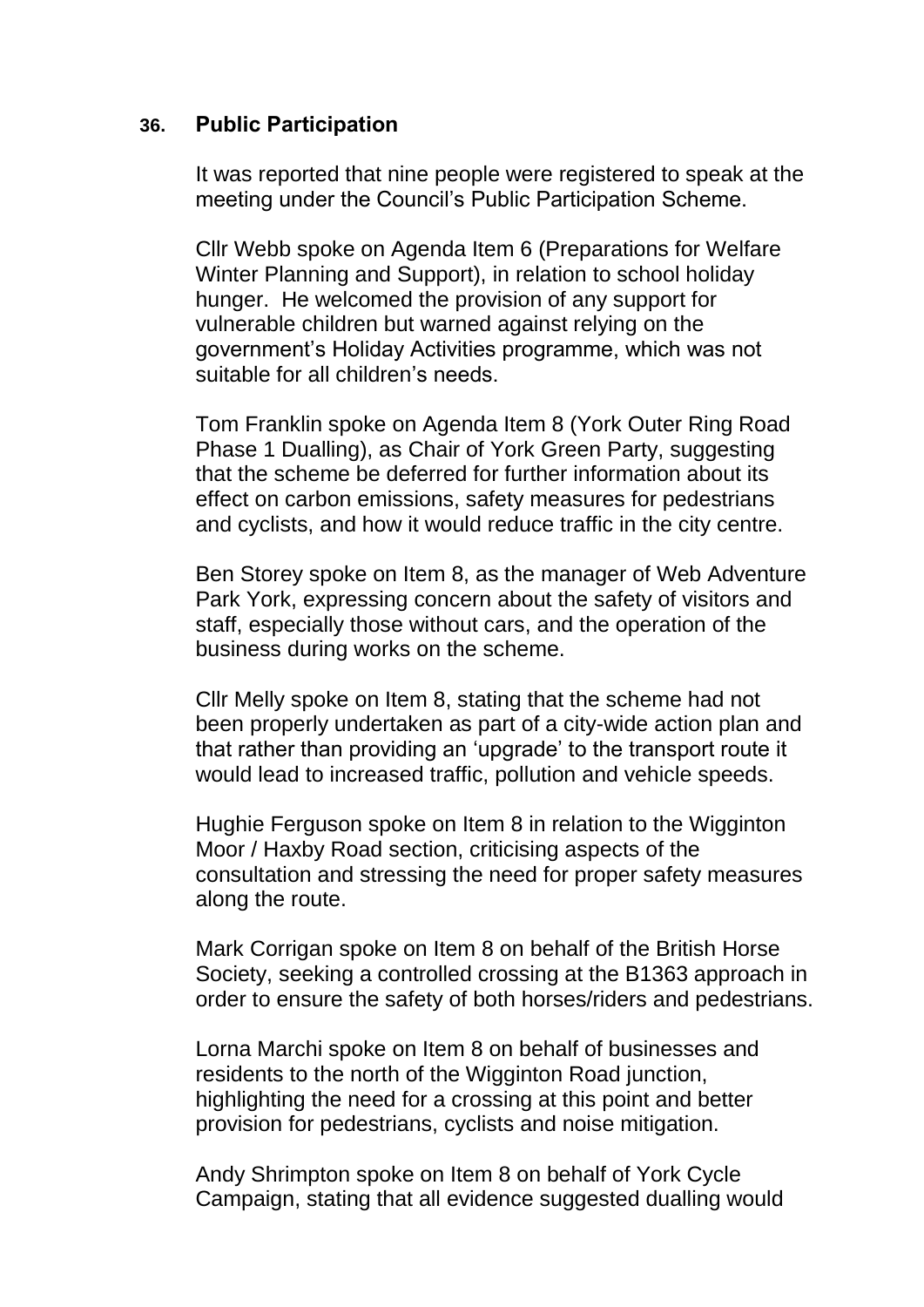## 36. Public Participation

It was reported that nine people were registered to speak at the meeting under the Council's Public Participation Scheme.

Cllr Webb spoke on Agenda Item 6 (Preparations for Welfare Winter Planning and Support), in relation to school holiday hunger. He welcomed the provision of any support for vulnerable children but warned against relying on the government's Holiday Activities programme, which was not suitable for all children's needs.

Tom Franklin spoke on Agenda Item 8 (York Outer Ring Road Phase 1 Dualling), as Chair of York Green Party, suggesting that the scheme be deferred for further information about its effect on carbon emissions, safety measures for pedestrians and cyclists, and how it would reduce traffic in the city centre.

Ben Storey spoke on Item 8, as the manager of Web Adventure Park York, expressing concern about the safety of visitors and staff, especially those without cars, and the operation of the business during works on the scheme.

Cllr Melly spoke on Item 8, stating that the scheme had not been properly undertaken as part of a city-wide action plan and that rather than providing an 'upgrade' to the transport route it would lead to increased traffic, pollution and vehicle speeds.

Hughie Ferguson spoke on Item 8 in relation to the Wigginton Moor / Haxby Road section, criticising aspects of the consultation and stressing the need for proper safety measures along the route.

Mark Corrigan spoke on Item 8 on behalf of the British Horse Society, seeking a controlled crossing at the B1363 approach in order to ensure the safety of both horses/riders and pedestrians.

Lorna Marchi spoke on Item 8 on behalf of businesses and residents to the north of the Wigginton Road junction, highlighting the need for a crossing at this point and better provision for pedestrians, cyclists and noise mitigation.

Andy Shrimpton spoke on Item 8 on behalf of York Cycle Campaign, stating that all evidence suggested dualling would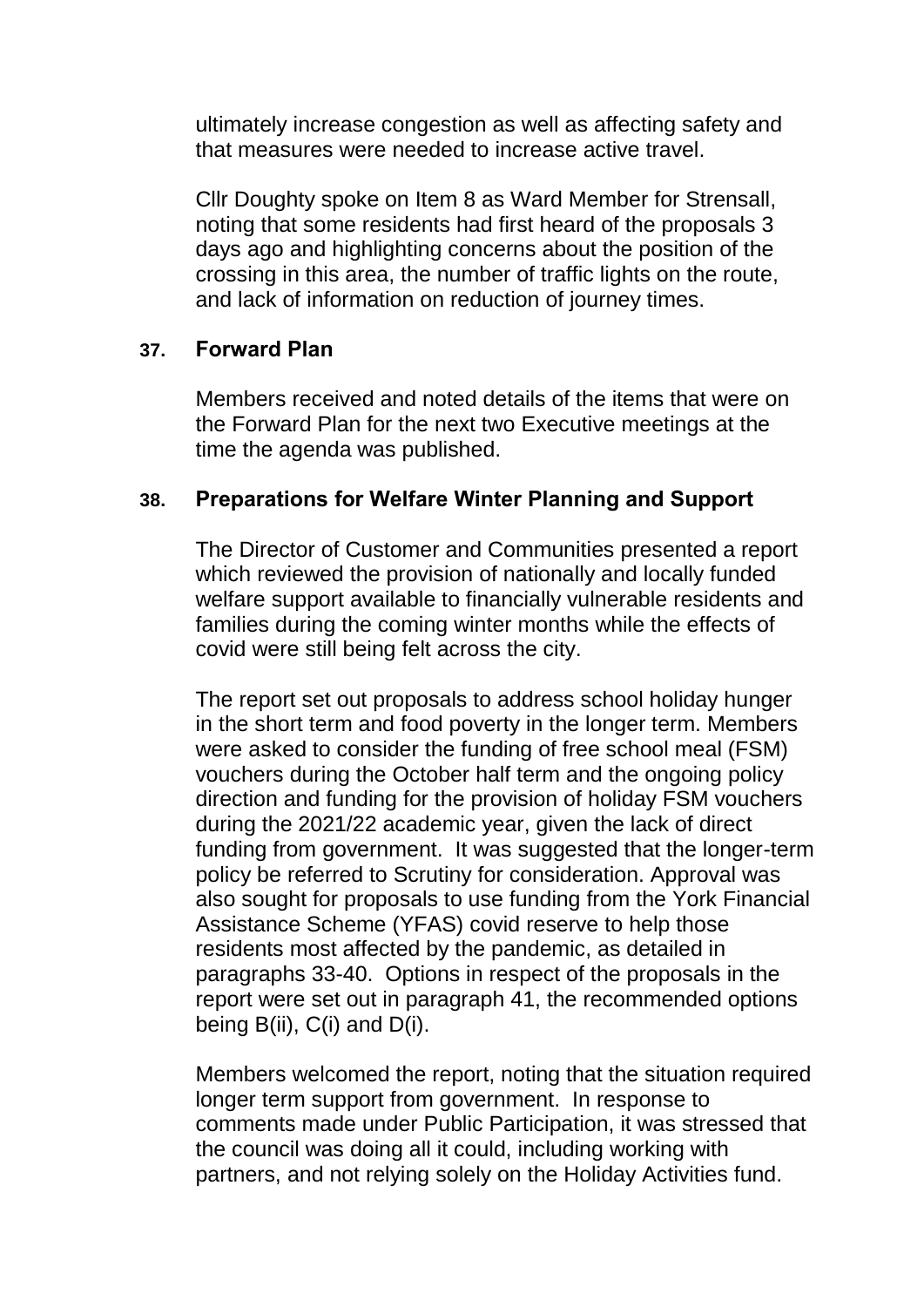ultimately increase congestion as well as affecting safety and that measures were needed to increase active travel.

Cllr Doughty spoke on Item 8 as Ward Member for Strensall, noting that some residents had first heard of the proposals 3 days ago and highlighting concerns about the position of the crossing in this area, the number of traffic lights on the route, and lack of information on reduction of journey times.

## 37. Forward Plan

Members received and noted details of the items that were on the Forward Plan for the next two Executive meetings at the time the agenda was published.

## 38. Preparations for Welfare Winter Planning and Support

The Director of Customer and Communities presented a report which reviewed the provision of nationally and locally funded welfare support available to financially vulnerable residents and families during the coming winter months while the effects of covid were still being felt across the city.

The report set out proposals to address school holiday hunger in the short term and food poverty in the longer term. Members were asked to consider the funding of free school meal (FSM) vouchers during the October half term and the ongoing policy direction and funding for the provision of holiday FSM vouchers during the 2021/22 academic year, given the lack of direct funding from government. It was suggested that the longer-term policy be referred to Scrutiny for consideration. Approval was also sought for proposals to use funding from the York Financial Assistance Scheme (YFAS) covid reserve to help those residents most affected by the pandemic, as detailed in paragraphs 33-40. Options in respect of the proposals in the report were set out in paragraph 41, the recommended options being B(ii), C(i) and D(i).

Members welcomed the report, noting that the situation required longer term support from government. In response to comments made under Public Participation, it was stressed that the council was doing all it could, including working with partners, and not relying solely on the Holiday Activities fund.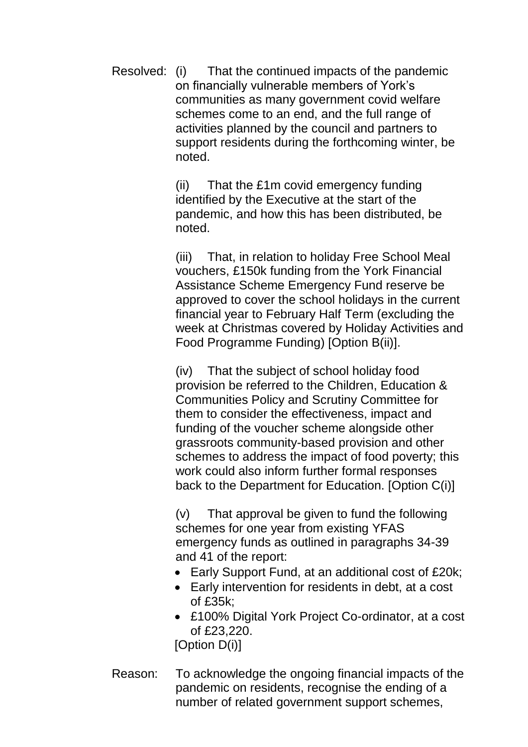Resolved: (i) That the continued impacts of the pandemic on financially vulnerable members of York's communities as many government covid welfare schemes come to an end, and the full range of activities planned by the council and partners to support residents during the forthcoming winter, be noted.

(ii) That the £1m covid emergency funding identified by the Executive at the start of the pandemic, and how this has been distributed, be noted.

(iii) That, in relation to holiday Free School Meal vouchers, £150k funding from the York Financial Assistance Scheme Emergency Fund reserve be approved to cover the school holidays in the current financial year to February Half Term (excluding the week at Christmas covered by Holiday Activities and Food Programme Funding) [Option B(ii)].

(iv) That the subject of school holiday food provision be referred to the Children, Education & Communities Policy and Scrutiny Committee for them to consider the effectiveness, impact and funding of the voucher scheme alongside other grassroots community-based provision and other schemes to address the impact of food poverty; this work could also inform further formal responses back to the Department for Education. [Option C(i)]

(v) That approval be given to fund the following schemes for one year from existing YFAS emergency funds as outlined in paragraphs 34-39 and 41 of the report:

- Early Support Fund, at an additional cost of £20k;
- Early intervention for residents in debt, at a cost of £35k;
- £100% Digital York Project Co-ordinator, at a cost of £23,220.

[Option D(i)]

Reason: To acknowledge the ongoing financial impacts of the pandemic on residents, recognise the ending of a number of related government support schemes,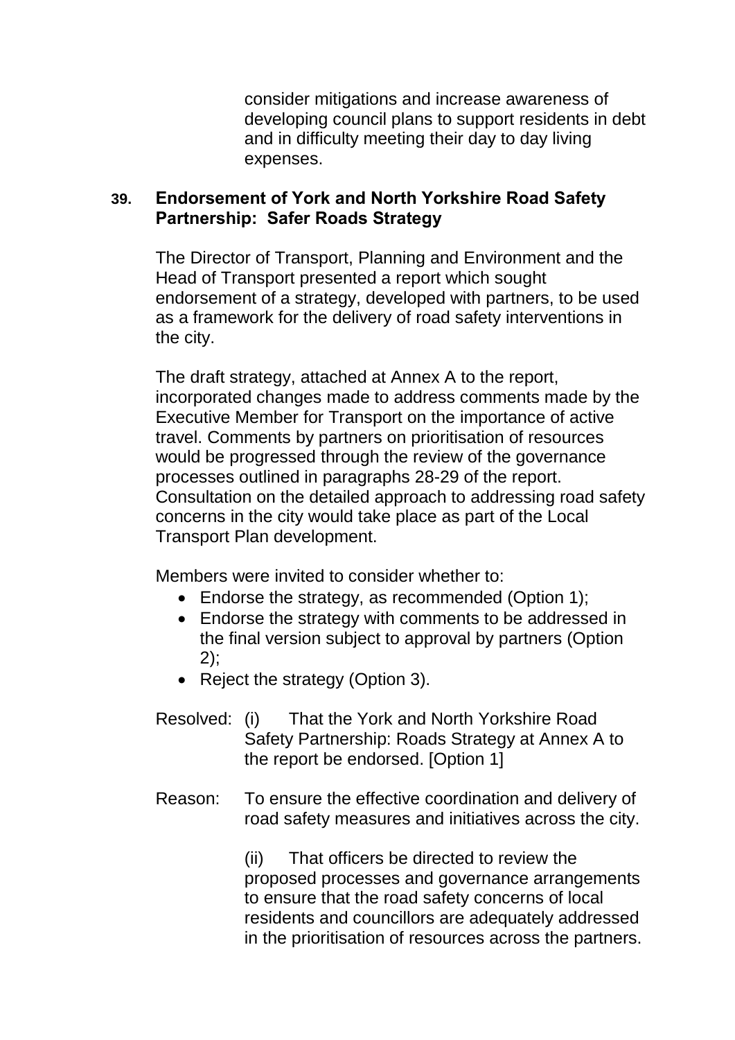consider mitigations and increase awareness of developing council plans to support residents in debt and in difficulty meeting their day to day living expenses.

## 39. Endorsement of York and North Yorkshire Road Safety Partnership: Safer Roads Strategy

The Director of Transport, Planning and Environment and the Head of Transport presented a report which sought endorsement of a strategy, developed with partners, to be used as a framework for the delivery of road safety interventions in the city.

The draft strategy, attached at Annex A to the report, incorporated changes made to address comments made by the Executive Member for Transport on the importance of active travel. Comments by partners on prioritisation of resources would be progressed through the review of the governance processes outlined in paragraphs 28-29 of the report. Consultation on the detailed approach to addressing road safety concerns in the city would take place as part of the Local Transport Plan development.

Members were invited to consider whether to:

- Endorse the strategy, as recommended (Option 1);
- Endorse the strategy with comments to be addressed in the final version subject to approval by partners (Option 2);
- Reject the strategy (Option 3).

Resolved: (i) That the York and North Yorkshire Road Safety Partnership: Roads Strategy at Annex A to the report be endorsed. [Option 1]

Reason: To ensure the effective coordination and delivery of road safety measures and initiatives across the city.

(ii) That officers be directed to review the proposed processes and governance arrangements to ensure that the road safety concerns of local residents and councillors are adequately addressed in the prioritisation of resources across the partners.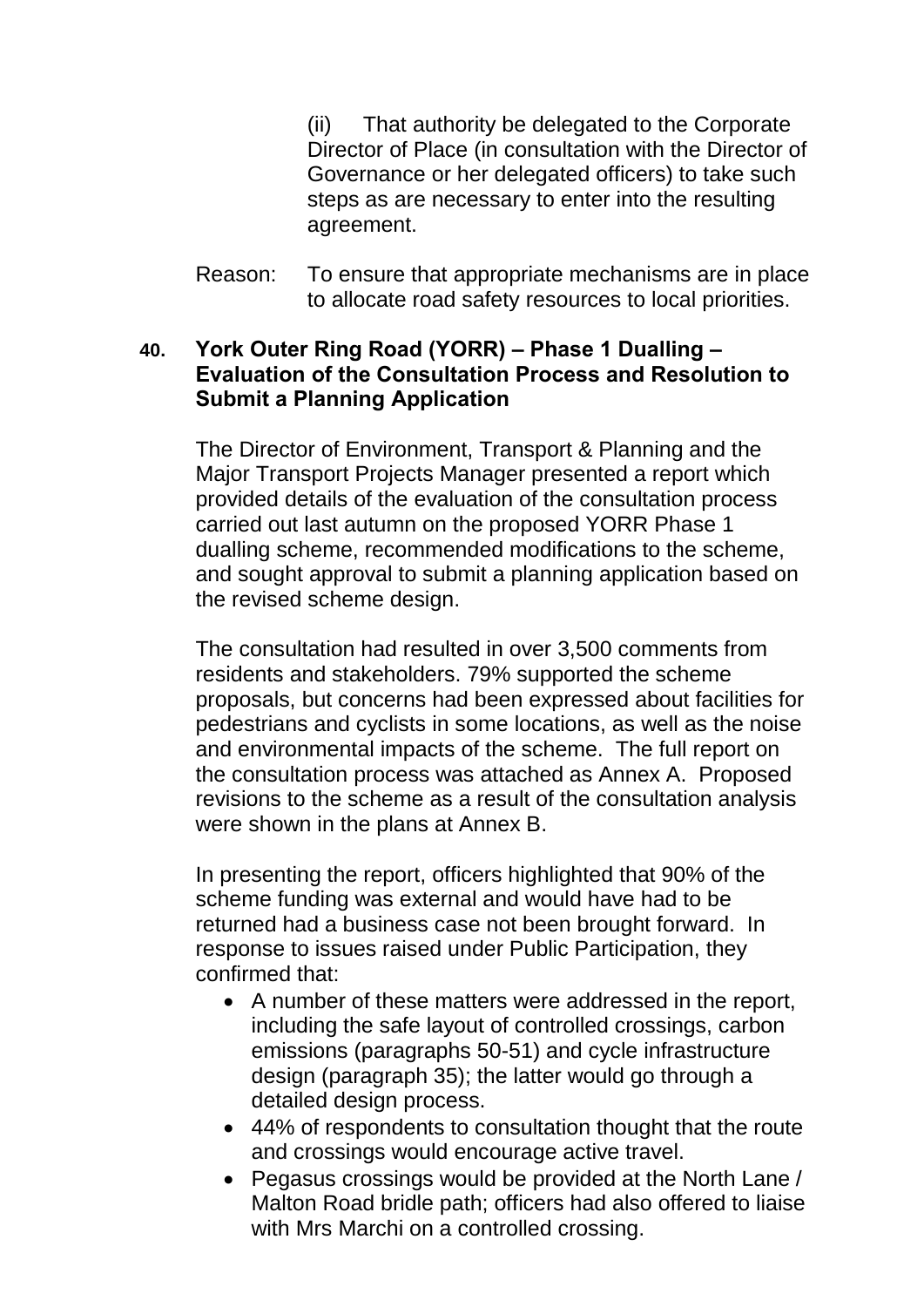(ii) That authority be delegated to the Corporate Director of Place (in consultation with the Director of Governance or her delegated officers) to take such steps as are necessary to enter into the resulting agreement.

Reason: To ensure that appropriate mechanisms are in place to allocate road safety resources to local priorities.

**40. York Outer Ring Road (YORR) – Phase 1 Dualling – Evaluation of the Consultation Process and Resolution to Submit a Planning Application**

The Director of Environment, Transport & Planning and the Major Transport Projects Manager presented a report which provided details of the evaluation of the consultation process carried out last autumn on the proposed YORR Phase 1 dualling scheme, recommended modifications to the scheme, and sought approval to submit a planning application based on the revised scheme design.

The consultation had resulted in over 3,500 comments from residents and stakeholders. 79% supported the scheme proposals, but concerns had been expressed about facilities for pedestrians and cyclists in some locations, as well as the noise and environmental impacts of the scheme. The full report on the consultation process was attached as Annex A. Proposed revisions to the scheme as a result of the consultation analysis were shown in the plans at Annex B.

In presenting the report, officers highlighted that 90% of the scheme funding was external and would have had to be returned had a business case not been brought forward. In response to issues raised under Public Participation, they confirmed that:

- A number of these matters were addressed in the report, including the safe layout of controlled crossings, carbon emissions (paragraphs 50-51) and cycle infrastructure design (paragraph 35); the latter would go through a detailed design process.
- 44% of respondents to consultation thought that the route and crossings would encourage active travel.
- Pegasus crossings would be provided at the North Lane / Malton Road bridle path; officers had also offered to liaise with Mrs Marchi on a controlled crossing.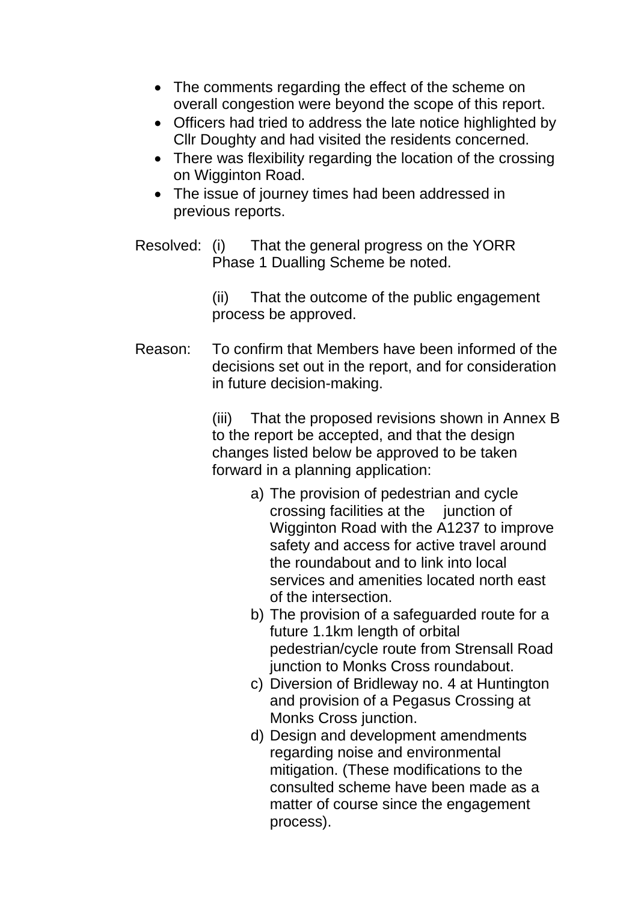- The comments regarding the effect of the scheme on overall congestion were beyond the scope of this report.
- Officers had tried to address the late notice highlighted by Cllr Doughty and had visited the residents concerned.
- There was flexibility regarding the location of the crossing on Wigginton Road.
- The issue of journey times had been addressed in previous reports.

Resolved: (i) That the general progress on the YORR Phase 1 Dualling Scheme be noted.

(ii) That the outcome of the public engagement process be approved.

Reason: To confirm that Members have been informed of the decisions set out in the report, and for consideration in future decision-making.

(iii) That the proposed revisions shown in Annex B to the report be accepted, and that the design changes listed below be approved to be taken forward in a planning application:

a) The provision of pedestrian and cycle crossing facilities at the junction of Wigginton Road with the A1237 to improve safety and access for active travel around the roundabout and to link into local services and amenities located north east of the intersection.
b) The provision of a safeguarded route for a future 1.1km length of orbital pedestrian/cycle route from Strensall Road junction to Monks Cross roundabout.
c) Diversion of Bridleway no. 4 at Huntington and provision of a Pegasus Crossing at Monks Cross junction.
d) Design and development amendments regarding noise and environmental mitigation. (These modifications to the consulted scheme have been made as a matter of course since the engagement process).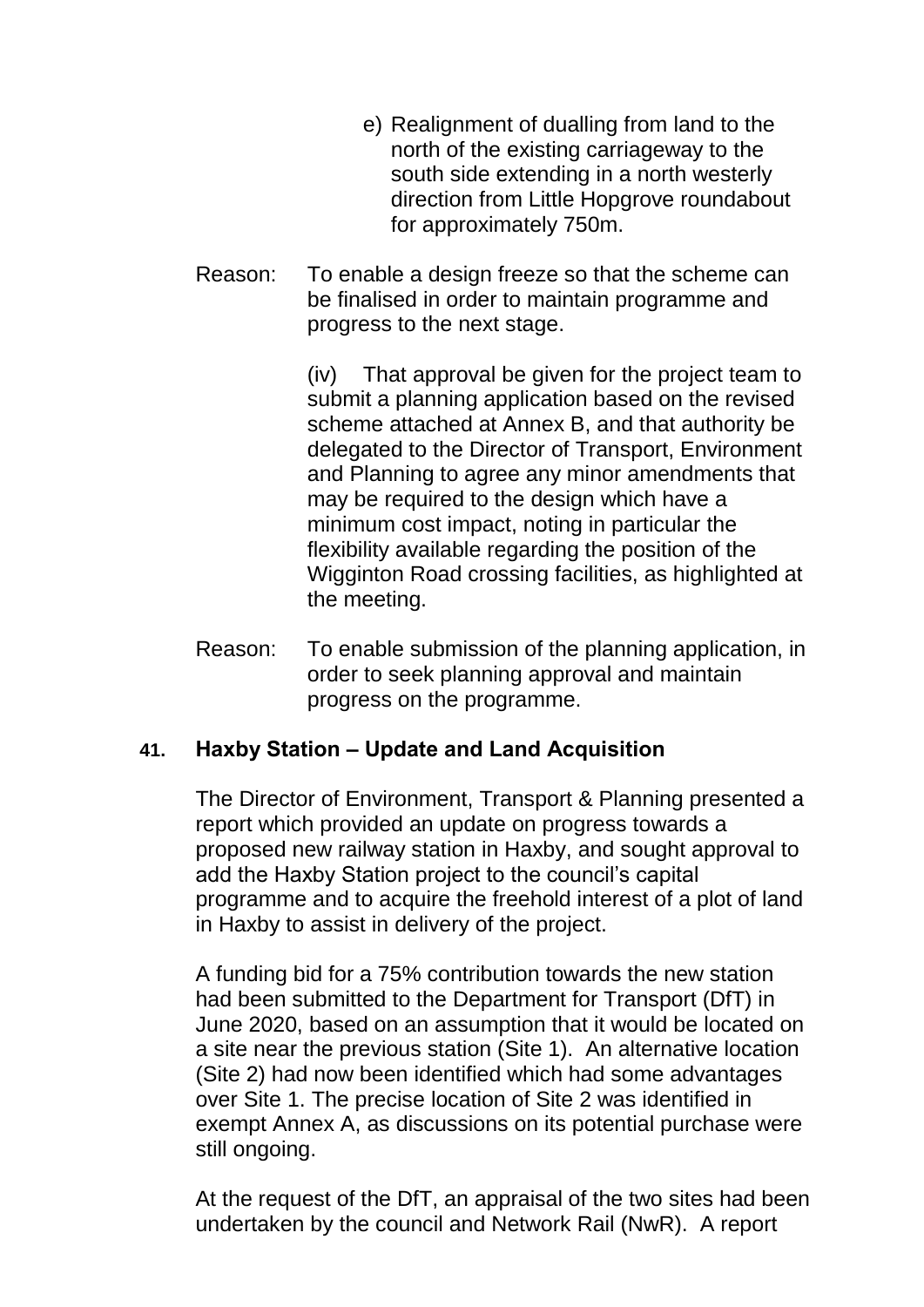e) Realignment of dualling from land to the north of the existing carriageway to the south side extending in a north westerly direction from Little Hopgrove roundabout for approximately 750m.

Reason: To enable a design freeze so that the scheme can be finalised in order to maintain programme and progress to the next stage.

(iv) That approval be given for the project team to submit a planning application based on the revised scheme attached at Annex B, and that authority be delegated to the Director of Transport, Environment and Planning to agree any minor amendments that may be required to the design which have a minimum cost impact, noting in particular the flexibility available regarding the position of the Wigginton Road crossing facilities, as highlighted at the meeting.

Reason: To enable submission of the planning application, in order to seek planning approval and maintain progress on the programme.

## 41. Haxby Station – Update and Land Acquisition

The Director of Environment, Transport & Planning presented a report which provided an update on progress towards a proposed new railway station in Haxby, and sought approval to add the Haxby Station project to the council's capital programme and to acquire the freehold interest of a plot of land in Haxby to assist in delivery of the project.

A funding bid for a 75% contribution towards the new station had been submitted to the Department for Transport (DfT) in June 2020, based on an assumption that it would be located on a site near the previous station (Site 1). An alternative location (Site 2) had now been identified which had some advantages over Site 1. The precise location of Site 2 was identified in exempt Annex A, as discussions on its potential purchase were still ongoing.

At the request of the DfT, an appraisal of the two sites had been undertaken by the council and Network Rail (NwR). A report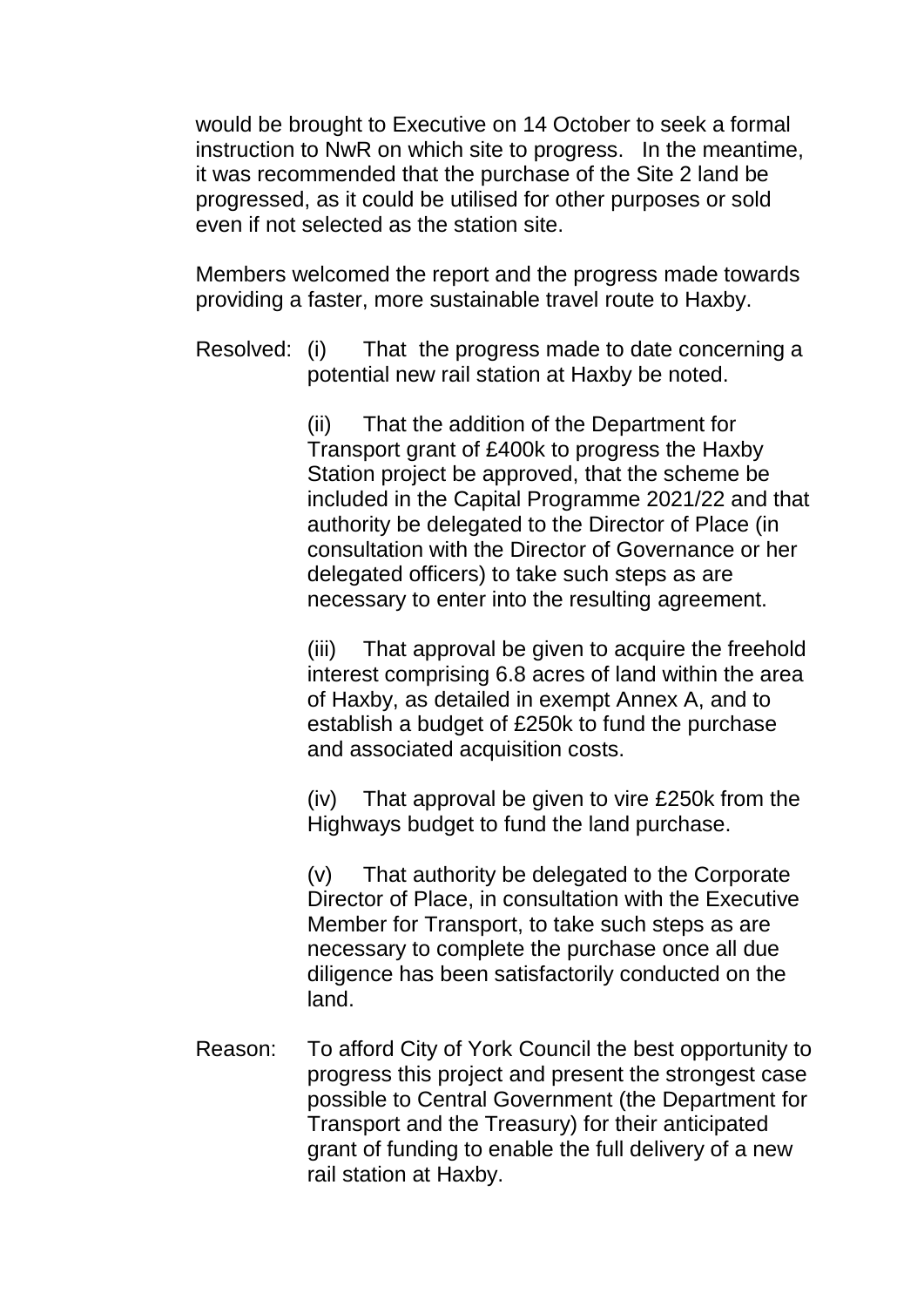would be brought to Executive on 14 October to seek a formal instruction to NwR on which site to progress. In the meantime, it was recommended that the purchase of the Site 2 land be progressed, as it could be utilised for other purposes or sold even if not selected as the station site.

Members welcomed the report and the progress made towards providing a faster, more sustainable travel route to Haxby.

Resolved: (i) That the progress made to date concerning a potential new rail station at Haxby be noted.

(ii) That the addition of the Department for Transport grant of £400k to progress the Haxby Station project be approved, that the scheme be included in the Capital Programme 2021/22 and that authority be delegated to the Director of Place (in consultation with the Director of Governance or her delegated officers) to take such steps as are necessary to enter into the resulting agreement.

(iii) That approval be given to acquire the freehold interest comprising 6.8 acres of land within the area of Haxby, as detailed in exempt Annex A, and to establish a budget of £250k to fund the purchase and associated acquisition costs.

(iv) That approval be given to vire £250k from the Highways budget to fund the land purchase.

(v) That authority be delegated to the Corporate Director of Place, in consultation with the Executive Member for Transport, to take such steps as are necessary to complete the purchase once all due diligence has been satisfactorily conducted on the land.

Reason: To afford City of York Council the best opportunity to progress this project and present the strongest case possible to Central Government (the Department for Transport and the Treasury) for their anticipated grant of funding to enable the full delivery of a new rail station at Haxby.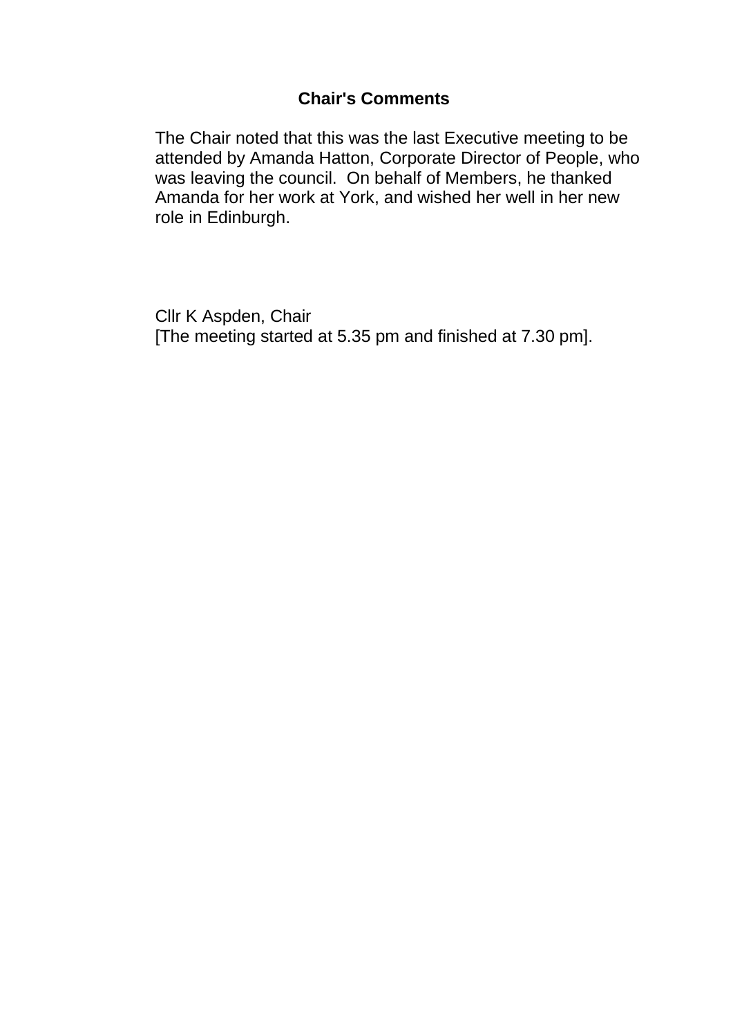## Chair's Comments

The Chair noted that this was the last Executive meeting to be attended by Amanda Hatton, Corporate Director of People, who was leaving the council. On behalf of Members, he thanked Amanda for her work at York, and wished her well in her new role in Edinburgh.

Cllr K Aspden, Chair
[The meeting started at 5.35 pm and finished at 7.30 pm].